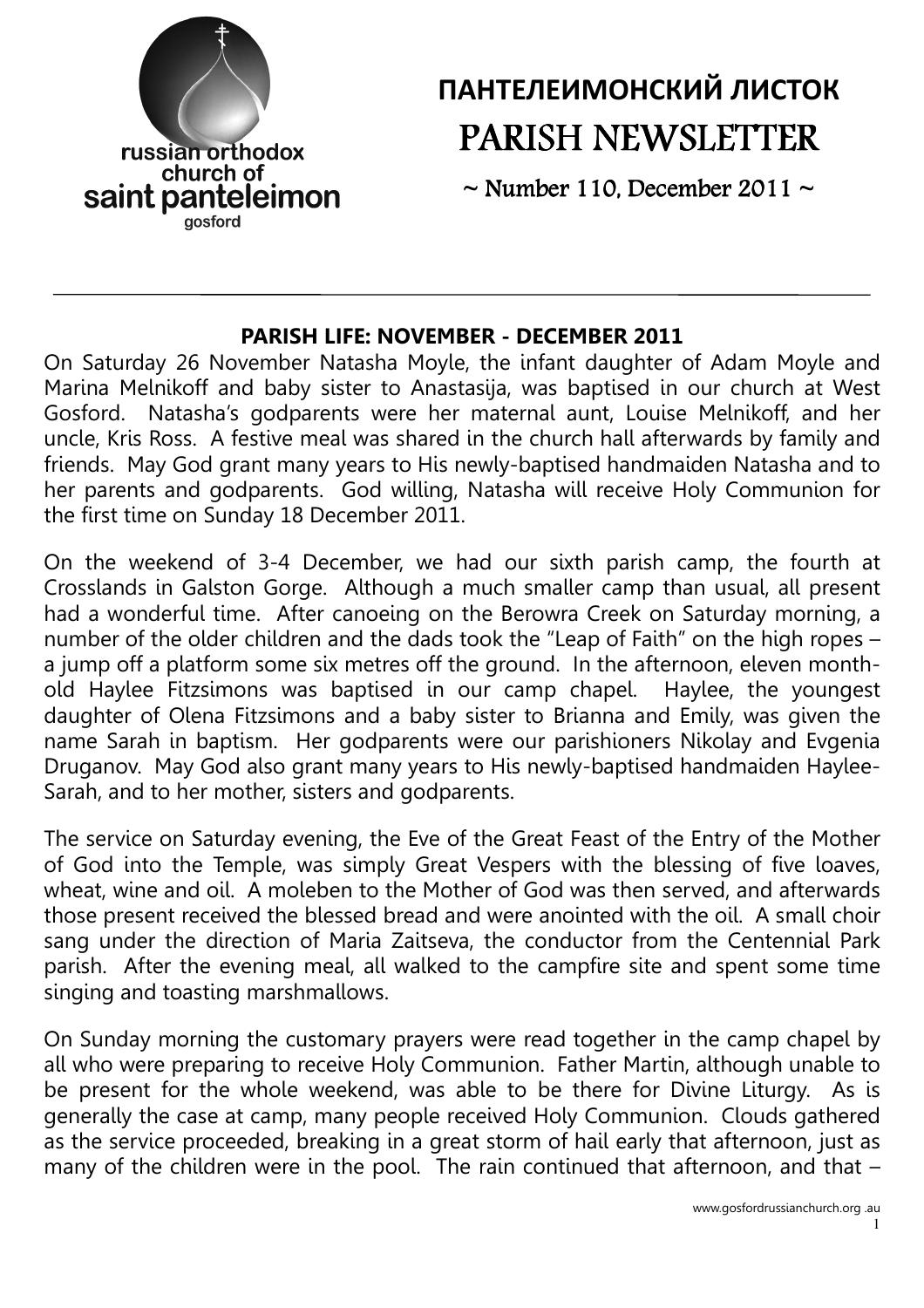russian orthodox church of saint panteleimon gosford

# ПАНТЕЛЕИМОНСКИЙ ЛИСТОК
# PARISH NEWSLETTER

~ Number 110, December 2011 ~

## PARISH LIFE: NOVEMBER - DECEMBER 2011

On Saturday 26 November Natasha Moyle, the infant daughter of Adam Moyle and Marina Melnikoff and baby sister to Anastasija, was baptised in our church at West Gosford. Natasha's godparents were her maternal aunt, Louise Melnikoff, and her uncle, Kris Ross. A festive meal was shared in the church hall afterwards by family and friends. May God grant many years to His newly-baptised handmaiden Natasha and to her parents and godparents. God willing, Natasha will receive Holy Communion for the first time on Sunday 18 December 2011.

On the weekend of 3-4 December, we had our sixth parish camp, the fourth at Crosslands in Galston Gorge. Although a much smaller camp than usual, all present had a wonderful time. After canoeing on the Berowra Creek on Saturday morning, a number of the older children and the dads took the "Leap of Faith" on the high ropes – a jump off a platform some six metres off the ground. In the afternoon, eleven month-old Haylee Fitzsimons was baptised in our camp chapel. Haylee, the youngest daughter of Olena Fitzsimons and a baby sister to Brianna and Emily, was given the name Sarah in baptism. Her godparents were our parishioners Nikolay and Evgenia Druganov. May God also grant many years to His newly-baptised handmaiden Haylee-Sarah, and to her mother, sisters and godparents.

The service on Saturday evening, the Eve of the Great Feast of the Entry of the Mother of God into the Temple, was simply Great Vespers with the blessing of five loaves, wheat, wine and oil. A moleben to the Mother of God was then served, and afterwards those present received the blessed bread and were anointed with the oil. A small choir sang under the direction of Maria Zaitseva, the conductor from the Centennial Park parish. After the evening meal, all walked to the campfire site and spent some time singing and toasting marshmallows.

On Sunday morning the customary prayers were read together in the camp chapel by all who were preparing to receive Holy Communion. Father Martin, although unable to be present for the whole weekend, was able to be there for Divine Liturgy. As is generally the case at camp, many people received Holy Communion. Clouds gathered as the service proceeded, breaking in a great storm of hail early that afternoon, just as many of the children were in the pool. The rain continued that afternoon, and that –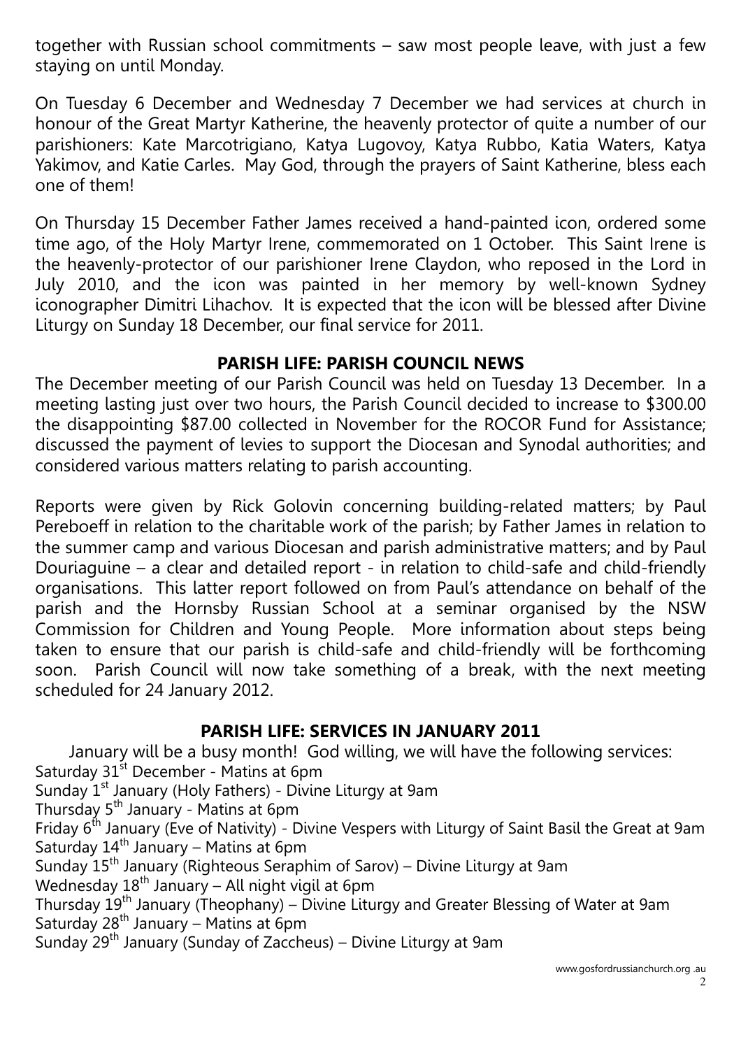together with Russian school commitments – saw most people leave, with just a few staying on until Monday.

On Tuesday 6 December and Wednesday 7 December we had services at church in honour of the Great Martyr Katherine, the heavenly protector of quite a number of our parishioners: Kate Marcotrigiano, Katya Lugovoy, Katya Rubbo, Katia Waters, Katya Yakimov, and Katie Carles. May God, through the prayers of Saint Katherine, bless each one of them!

On Thursday 15 December Father James received a hand-painted icon, ordered some time ago, of the Holy Martyr Irene, commemorated on 1 October. This Saint Irene is the heavenly-protector of our parishioner Irene Claydon, who reposed in the Lord in July 2010, and the icon was painted in her memory by well-known Sydney iconographer Dimitri Lihachov. It is expected that the icon will be blessed after Divine Liturgy on Sunday 18 December, our final service for 2011.

## PARISH LIFE: PARISH COUNCIL NEWS

The December meeting of our Parish Council was held on Tuesday 13 December. In a meeting lasting just over two hours, the Parish Council decided to increase to $300.00 the disappointing $87.00 collected in November for the ROCOR Fund for Assistance; discussed the payment of levies to support the Diocesan and Synodal authorities; and considered various matters relating to parish accounting.

Reports were given by Rick Golovin concerning building-related matters; by Paul Pereboeff in relation to the charitable work of the parish; by Father James in relation to the summer camp and various Diocesan and parish administrative matters; and by Paul Douriaguine – a clear and detailed report - in relation to child-safe and child-friendly organisations. This latter report followed on from Paul's attendance on behalf of the parish and the Hornsby Russian School at a seminar organised by the NSW Commission for Children and Young People. More information about steps being taken to ensure that our parish is child-safe and child-friendly will be forthcoming soon. Parish Council will now take something of a break, with the next meeting scheduled for 24 January 2012.

## PARISH LIFE: SERVICES IN JANUARY 2011

January will be a busy month! God willing, we will have the following services:

Saturday 31st December - Matins at 6pm
Sunday 1st January (Holy Fathers) - Divine Liturgy at 9am
Thursday 5th January - Matins at 6pm
Friday 6th January (Eve of Nativity) - Divine Vespers with Liturgy of Saint Basil the Great at 9am
Saturday 14th January – Matins at 6pm
Sunday 15th January (Righteous Seraphim of Sarov) – Divine Liturgy at 9am
Wednesday 18th January – All night vigil at 6pm
Thursday 19th January (Theophany) – Divine Liturgy and Greater Blessing of Water at 9am
Saturday 28th January – Matins at 6pm
Sunday 29th January (Sunday of Zaccheus) – Divine Liturgy at 9am

www.gosfordrussianchurch.org .au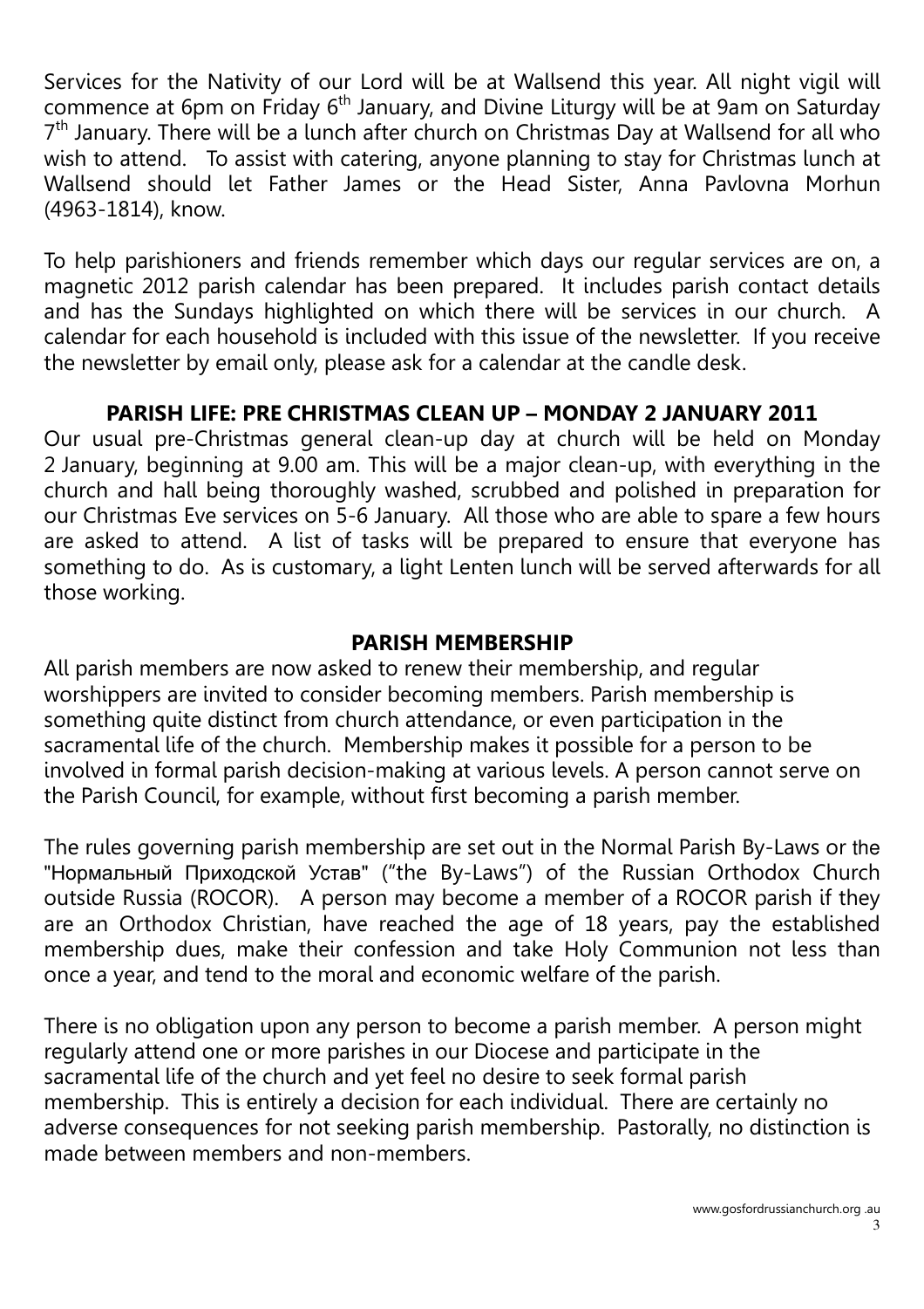Services for the Nativity of our Lord will be at Wallsend this year. All night vigil will commence at 6pm on Friday 6th January, and Divine Liturgy will be at 9am on Saturday 7th January. There will be a lunch after church on Christmas Day at Wallsend for all who wish to attend. To assist with catering, anyone planning to stay for Christmas lunch at Wallsend should let Father James or the Head Sister, Anna Pavlovna Morhun (4963-1814), know.

To help parishioners and friends remember which days our regular services are on, a magnetic 2012 parish calendar has been prepared. It includes parish contact details and has the Sundays highlighted on which there will be services in our church. A calendar for each household is included with this issue of the newsletter. If you receive the newsletter by email only, please ask for a calendar at the candle desk.

## PARISH LIFE: PRE CHRISTMAS CLEAN UP – MONDAY 2 JANUARY 2011

Our usual pre-Christmas general clean-up day at church will be held on Monday 2 January, beginning at 9.00 am. This will be a major clean-up, with everything in the church and hall being thoroughly washed, scrubbed and polished in preparation for our Christmas Eve services on 5-6 January. All those who are able to spare a few hours are asked to attend. A list of tasks will be prepared to ensure that everyone has something to do. As is customary, a light Lenten lunch will be served afterwards for all those working.

## PARISH MEMBERSHIP

All parish members are now asked to renew their membership, and regular worshippers are invited to consider becoming members. Parish membership is something quite distinct from church attendance, or even participation in the sacramental life of the church. Membership makes it possible for a person to be involved in formal parish decision-making at various levels. A person cannot serve on the Parish Council, for example, without first becoming a parish member.

The rules governing parish membership are set out in the Normal Parish By-Laws or the "Нормальный Приходской Устав" ("the By-Laws") of the Russian Orthodox Church outside Russia (ROCOR). A person may become a member of a ROCOR parish if they are an Orthodox Christian, have reached the age of 18 years, pay the established membership dues, make their confession and take Holy Communion not less than once a year, and tend to the moral and economic welfare of the parish.

There is no obligation upon any person to become a parish member. A person might regularly attend one or more parishes in our Diocese and participate in the sacramental life of the church and yet feel no desire to seek formal parish membership. This is entirely a decision for each individual. There are certainly no adverse consequences for not seeking parish membership. Pastorally, no distinction is made between members and non-members.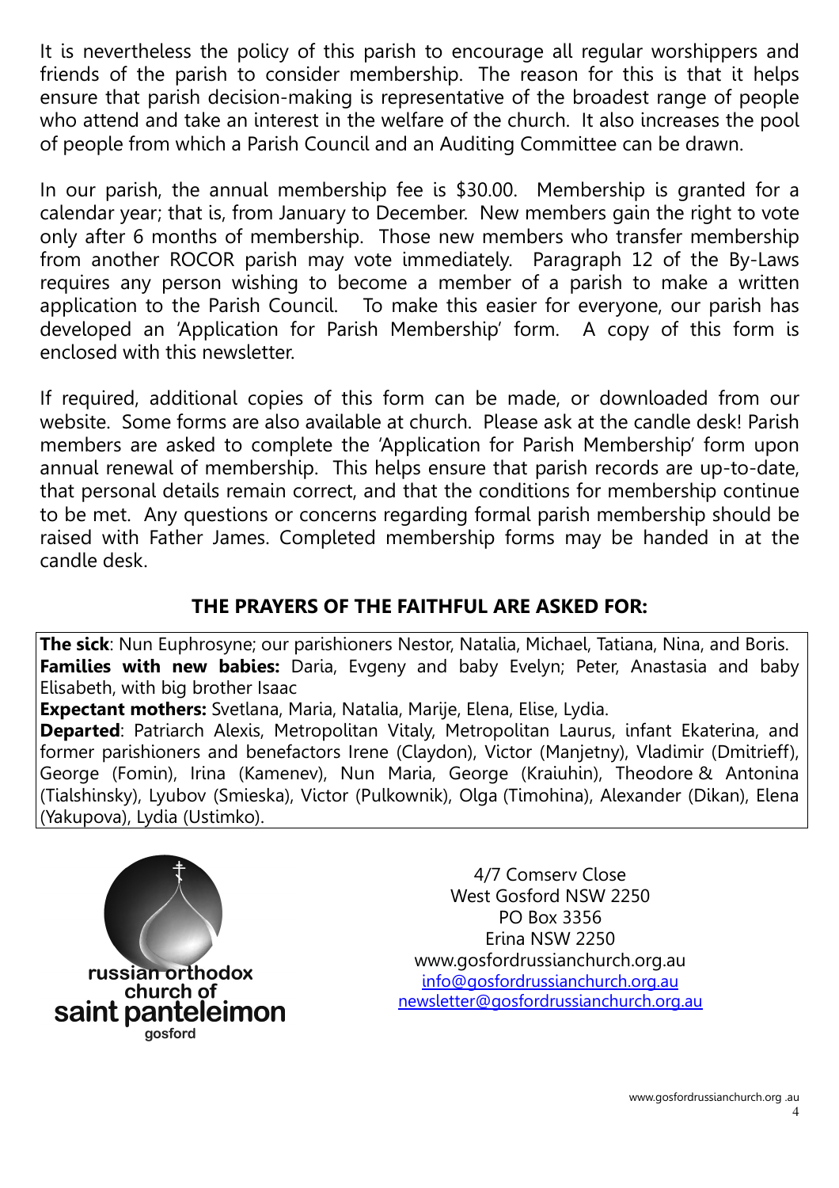It is nevertheless the policy of this parish to encourage all regular worshippers and friends of the parish to consider membership. The reason for this is that it helps ensure that parish decision-making is representative of the broadest range of people who attend and take an interest in the welfare of the church. It also increases the pool of people from which a Parish Council and an Auditing Committee can be drawn.

In our parish, the annual membership fee is $30.00. Membership is granted for a calendar year; that is, from January to December. New members gain the right to vote only after 6 months of membership. Those new members who transfer membership from another ROCOR parish may vote immediately. Paragraph 12 of the By-Laws requires any person wishing to become a member of a parish to make a written application to the Parish Council. To make this easier for everyone, our parish has developed an 'Application for Parish Membership' form. A copy of this form is enclosed with this newsletter.

If required, additional copies of this form can be made, or downloaded from our website. Some forms are also available at church. Please ask at the candle desk! Parish members are asked to complete the 'Application for Parish Membership' form upon annual renewal of membership. This helps ensure that parish records are up-to-date, that personal details remain correct, and that the conditions for membership continue to be met. Any questions or concerns regarding formal parish membership should be raised with Father James. Completed membership forms may be handed in at the candle desk.

## THE PRAYERS OF THE FAITHFUL ARE ASKED FOR:

**The sick**: Nun Euphrosyne; our parishioners Nestor, Natalia, Michael, Tatiana, Nina, and Boris.
**Families with new babies:** Daria, Evgeny and baby Evelyn; Peter, Anastasia and baby Elisabeth, with big brother Isaac
**Expectant mothers:** Svetlana, Maria, Natalia, Marije, Elena, Elise, Lydia.
**Departed**: Patriarch Alexis, Metropolitan Vitaly, Metropolitan Laurus, infant Ekaterina, and former parishioners and benefactors Irene (Claydon), Victor (Manjetny), Vladimir (Dmitrieff), George (Fomin), Irina (Kamenev), Nun Maria, George (Kraiuhin), Theodore & Antonina (Tialshinsky), Lyubov (Smieska), Victor (Pulkownik), Olga (Timohina), Alexander (Dikan), Elena (Yakupova), Lydia (Ustimko).

russian orthodox
church of
saint panteleimon
gosford

4/7 Comserv Close
West Gosford NSW 2250
PO Box 3356
Erina NSW 2250
www.gosfordrussianchurch.org.au
info@gosfordrussianchurch.org.au
newsletter@gosfordrussianchurch.org.au